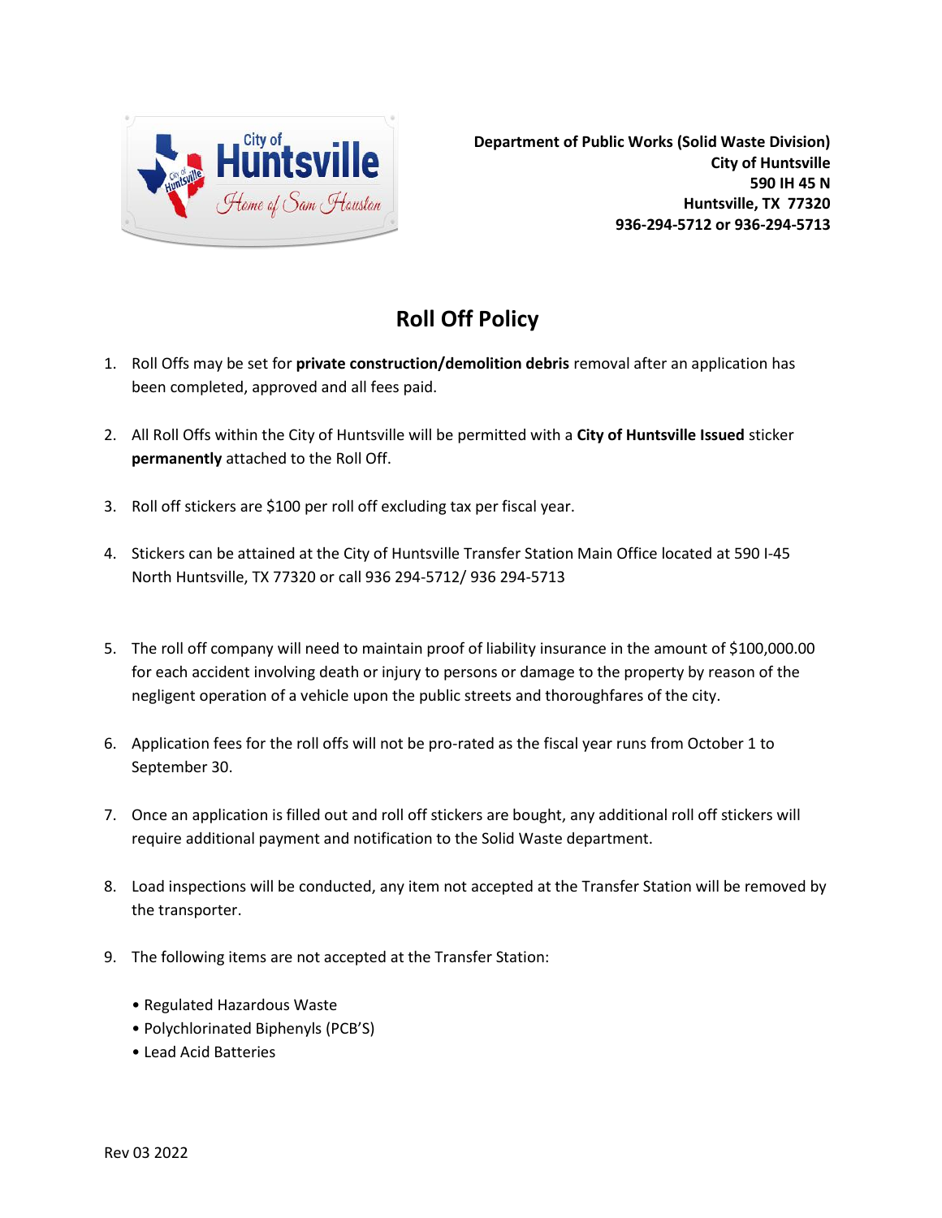**Department of Public Works (Solid Waste Division)**
**City of Huntsville**
**590 IH 45 N**
**Huntsville, TX 77320**
**936-294-5712 or 936-294-5713**

# Roll Off Policy

1. Roll Offs may be set for **private construction/demolition debris** removal after an application has been completed, approved and all fees paid.

2. All Roll Offs within the City of Huntsville will be permitted with a **City of Huntsville Issued** sticker **permanently** attached to the Roll Off.

3. Roll off stickers are $100 per roll off excluding tax per fiscal year.

4. Stickers can be attained at the City of Huntsville Transfer Station Main Office located at 590 I-45 North Huntsville, TX 77320 or call 936 294-5712/ 936 294-5713

5. The roll off company will need to maintain proof of liability insurance in the amount of $100,000.00 for each accident involving death or injury to persons or damage to the property by reason of the negligent operation of a vehicle upon the public streets and thoroughfares of the city.

6. Application fees for the roll offs will not be pro-rated as the fiscal year runs from October 1 to September 30.

7. Once an application is filled out and roll off stickers are bought, any additional roll off stickers will require additional payment and notification to the Solid Waste department.

8. Load inspections will be conducted, any item not accepted at the Transfer Station will be removed by the transporter.

9. The following items are not accepted at the Transfer Station:

   - Regulated Hazardous Waste
   - Polychlorinated Biphenyls (PCB'S)
   - Lead Acid Batteries

Rev 03 2022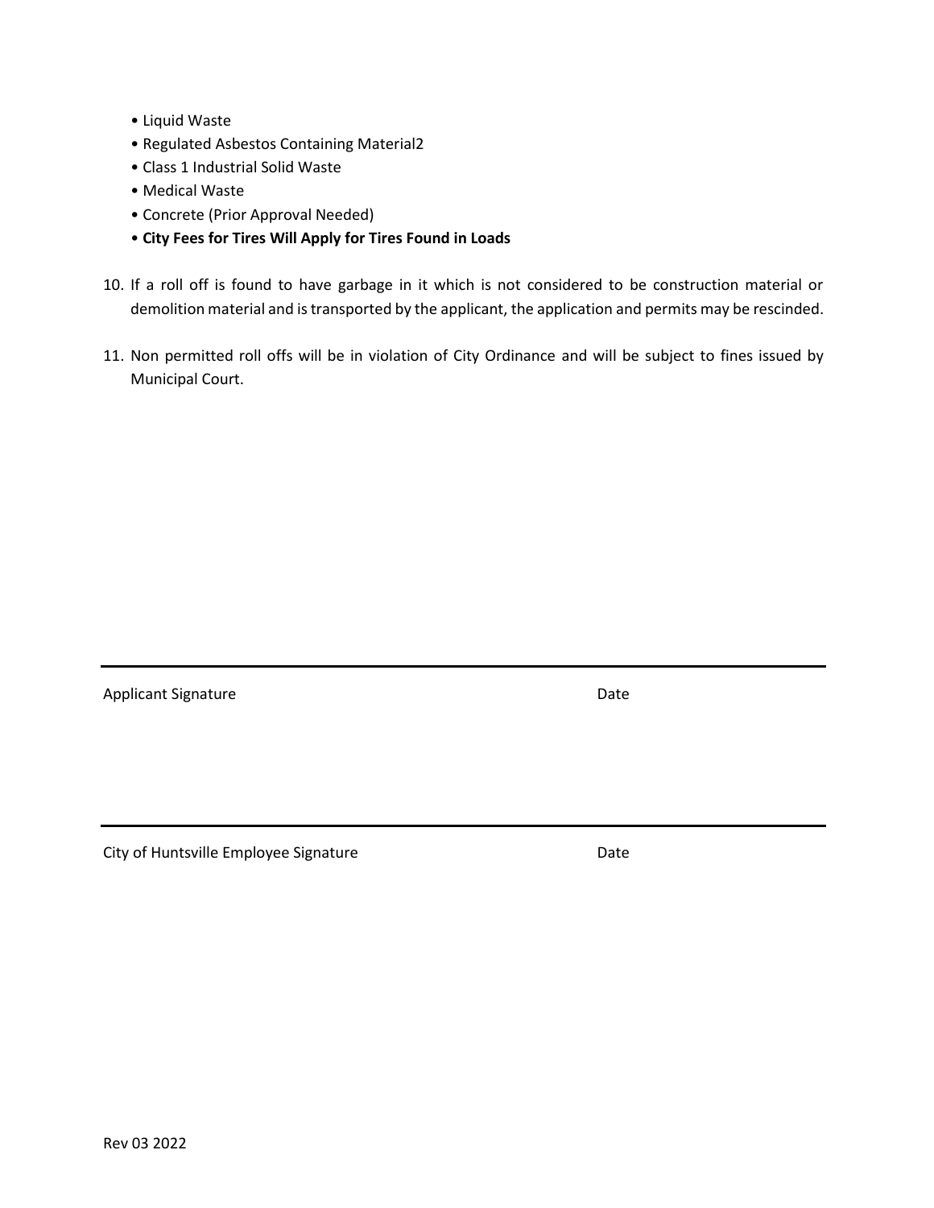- Liquid Waste
- Regulated Asbestos Containing Material2
- Class 1 Industrial Solid Waste
- Medical Waste
- Concrete (Prior Approval Needed)
- **City Fees for Tires Will Apply for Tires Found in Loads**

10. If a roll off is found to have garbage in it which is not considered to be construction material or demolition material and is transported by the applicant, the application and permits may be rescinded.

11. Non permitted roll offs will be in violation of City Ordinance and will be subject to fines issued by Municipal Court.

\_\_\_\_\_\_\_\_\_\_\_\_\_\_\_\_\_\_\_\_\_\_\_\_\_\_\_\_\_\_\_\_\_\_\_\_\_\_\_\_\_\_\_\_\_\_\_\_\_\_\_\_\_\_\_\_

Applicant Signature                                                                 Date

\_\_\_\_\_\_\_\_\_\_\_\_\_\_\_\_\_\_\_\_\_\_\_\_\_\_\_\_\_\_\_\_\_\_\_\_\_\_\_\_\_\_\_\_\_\_\_\_\_\_\_\_\_\_\_\_

City of Huntsville Employee Signature                                               Date

Rev 03 2022